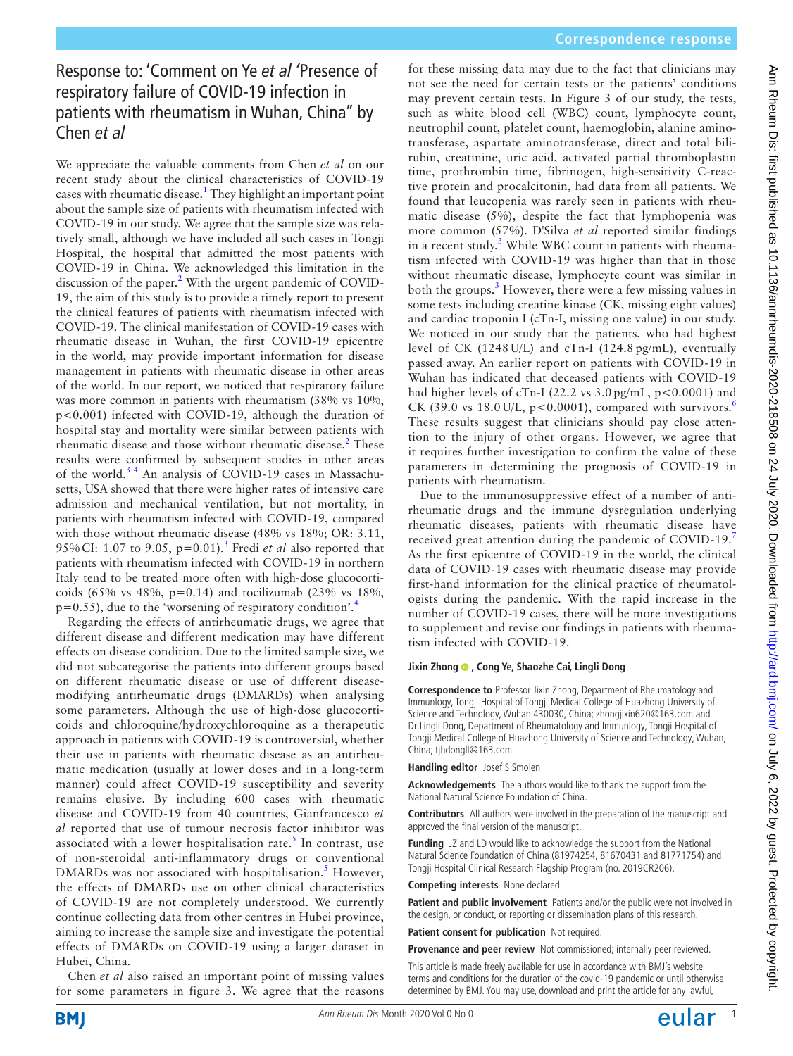# Response to: 'Comment on Ye *et al* 'Presence of respiratory failure of COVID-19 infection in patients with rheumatism in Wuhan, China'' by Chen *et al*

We appreciate the valuable comments from Chen *et al* on our recent study about the clinical characteristics of COVID-19 cases with rheumatic disease.[1] They highlight an important point about the sample size of patients with rheumatism infected with COVID-19 in our study. We agree that the sample size was relatively small, although we have included all such cases in Tongji Hospital, the hospital that admitted the most patients with COVID-19 in China. We acknowledged this limitation in the discussion of the paper.[2] With the urgent pandemic of COVID-19, the aim of this study is to provide a timely report to present the clinical features of patients with rheumatism infected with COVID-19. The clinical manifestation of COVID-19 cases with rheumatic disease in Wuhan, the first COVID-19 epicentre in the world, may provide important information for disease management in patients with rheumatic disease in other areas of the world. In our report, we noticed that respiratory failure was more common in patients with rheumatism (38% vs 10%, $p<0.001$) infected with COVID-19, although the duration of hospital stay and mortality were similar between patients with rheumatic disease and those without rheumatic disease.[2] These results were confirmed by subsequent studies in other areas of the world.[3 4] An analysis of COVID-19 cases in Massachusetts, USA showed that there were higher rates of intensive care admission and mechanical ventilation, but not mortality, in patients with rheumatism infected with COVID-19, compared with those without rheumatic disease (48% vs 18%; OR: 3.11, 95% CI: 1.07 to 9.05, $p=0.01$).[3] Fredi *et al* also reported that patients with rheumatism infected with COVID-19 in northern Italy tend to be treated more often with high-dose glucocorticoids (65% vs 48%, $p=0.14$) and tocilizumab (23% vs 18%, $p=0.55$), due to the 'worsening of respiratory condition'.[4]

Regarding the effects of antirheumatic drugs, we agree that different disease and different medication may have different effects on disease condition. Due to the limited sample size, we did not subcategorise the patients into different groups based on different rheumatic disease or use of different disease-modifying antirheumatic drugs (DMARDs) when analysing some parameters. Although the use of high-dose glucocorticoids and chloroquine/hydroxychloroquine as a therapeutic approach in patients with COVID-19 is controversial, whether their use in patients with rheumatic disease as an antirheumatic medication (usually at lower doses and in a long-term manner) could affect COVID-19 susceptibility and severity remains elusive. By including 600 cases with rheumatic disease and COVID-19 from 40 countries, Gianfrancesco *et al* reported that use of tumour necrosis factor inhibitor was associated with a lower hospitalisation rate.[5] In contrast, use of non-steroidal anti-inflammatory drugs or conventional DMARDs was not associated with hospitalisation.[5] However, the effects of DMARDs use on other clinical characteristics of COVID-19 are not completely understood. We currently continue collecting data from other centres in Hubei province, aiming to increase the sample size and investigate the potential effects of DMARDs on COVID-19 using a larger dataset in Hubei, China.

Chen *et al* also raised an important point of missing values for some parameters in figure 3. We agree that the reasons for these missing data may due to the fact that clinicians may not see the need for certain tests or the patients' conditions may prevent certain tests. In Figure 3 of our study, the tests, such as white blood cell (WBC) count, lymphocyte count, neutrophil count, platelet count, haemoglobin, alanine aminotransferase, aspartate aminotransferase, direct and total bilirubin, creatinine, uric acid, activated partial thromboplastin time, prothrombin time, fibrinogen, high-sensitivity C-reactive protein and procalcitonin, had data from all patients. We found that leucopenia was rarely seen in patients with rheumatic disease (5%), despite the fact that lymphopenia was more common (57%). D'Silva *et al* reported similar findings in a recent study.[3] While WBC count in patients with rheumatism infected with COVID-19 was higher than that in those without rheumatic disease, lymphocyte count was similar in both the groups.[3] However, there were a few missing values in some tests including creatine kinase (CK, missing eight values) and cardiac troponin I (cTn-I, missing one value) in our study. We noticed in our study that the patients, who had highest level of CK (1248 U/L) and cTn-I (124.8 pg/mL), eventually passed away. An earlier report on patients with COVID-19 in Wuhan has indicated that deceased patients with COVID-19 had higher levels of cTn-I (22.2 vs 3.0 pg/mL, $p<0.0001$) and CK (39.0 vs 18.0 U/L, $p<0.0001$), compared with survivors.[6] These results suggest that clinicians should pay close attention to the injury of other organs. However, we agree that it requires further investigation to confirm the value of these parameters in determining the prognosis of COVID-19 in patients with rheumatism.

Due to the immunosuppressive effect of a number of antirheumatic drugs and the immune dysregulation underlying rheumatic diseases, patients with rheumatic disease have received great attention during the pandemic of COVID-19.[7] As the first epicentre of COVID-19 in the world, the clinical data of COVID-19 cases with rheumatic disease may provide first-hand information for the clinical practice of rheumatologists during the pandemic. With the rapid increase in the number of COVID-19 cases, there will be more investigations to supplement and revise our findings in patients with rheumatism infected with COVID-19.

**Jixin Zhong, Cong Ye, Shaozhe Cai, Lingli Dong**

**Correspondence to** Professor Jixin Zhong, Department of Rheumatology and Immunology, Tongji Hospital of Tongji Medical College of Huazhong University of Science and Technology, Wuhan 430030, China; zhongjixin620@163.com and Dr Lingli Dong, Department of Rheumatology and Immunlogy, Tongji Hospital of Tongji Medical College of Huazhong University of Science and Technology, Wuhan, China; tjhdongll@163.com

**Handling editor** Josef S Smolen

**Acknowledgements** The authors would like to thank the support from the National Natural Science Foundation of China.

**Contributors** All authors were involved in the preparation of the manuscript and approved the final version of the manuscript.

**Funding** JZ and LD would like to acknowledge the support from the National Natural Science Foundation of China (81974254, 81670431 and 81771754) and Tongji Hospital Clinical Research Flagship Program (no. 2019CR206).

**Competing interests** None declared.

**Patient and public involvement** Patients and/or the public were not involved in the design, or conduct, or reporting or dissemination plans of this research.

**Patient consent for publication** Not required.

**Provenance and peer review** Not commissioned; internally peer reviewed.

This article is made freely available for use in accordance with BMJ's website terms and conditions for the duration of the covid-19 pandemic or until otherwise determined by BMJ. You may use, download and print the article for any lawful,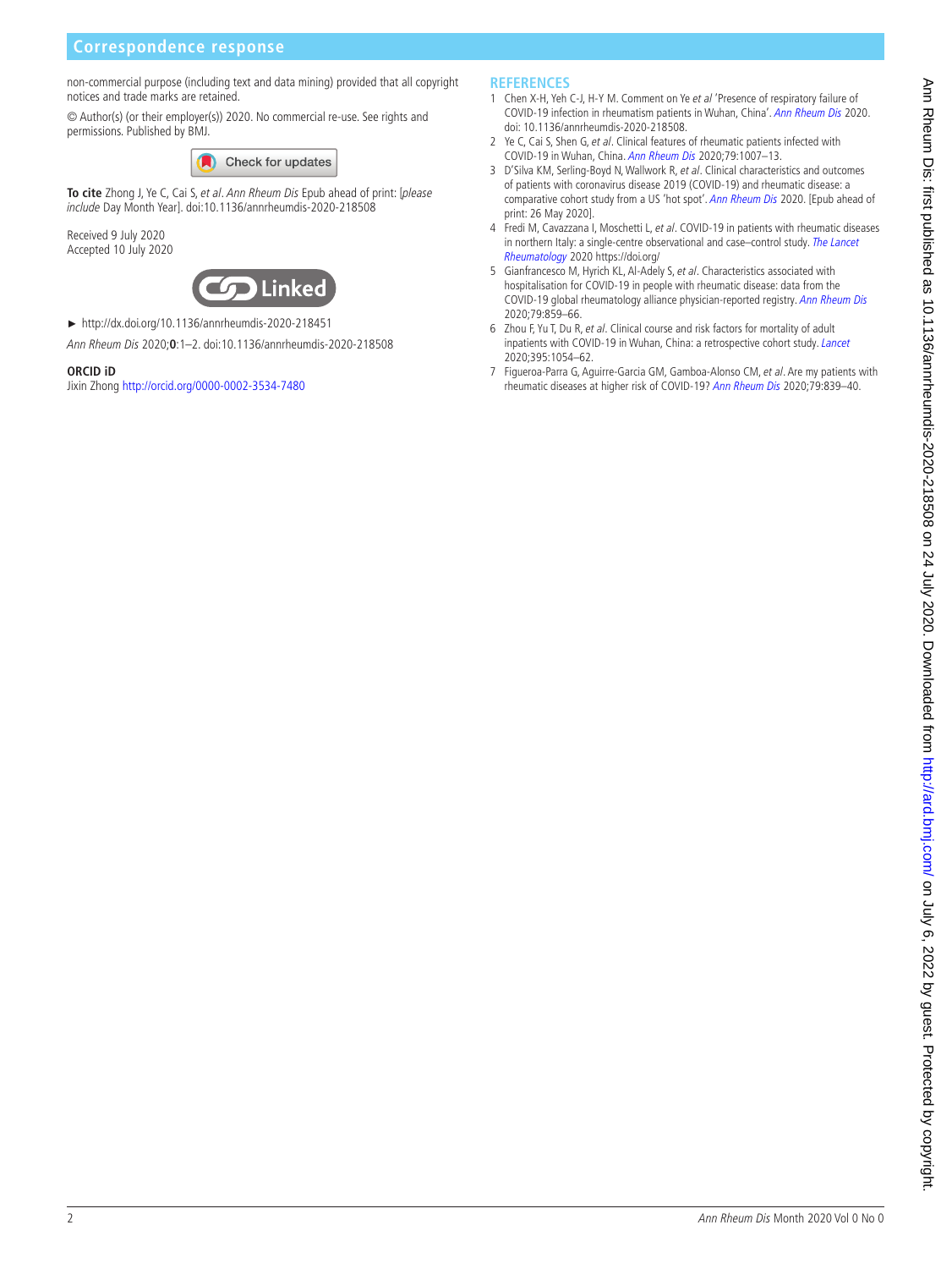non-commercial purpose (including text and data mining) provided that all copyright notices and trade marks are retained.

© Author(s) (or their employer(s)) 2020. No commercial re-use. See rights and permissions. Published by BMJ.

**To cite** Zhong J, Ye C, Cai S, *et al*. *Ann Rheum Dis* Epub ahead of print: [*please include* Day Month Year]. doi:10.1136/annrheumdis-2020-218508

Received 9 July 2020
Accepted 10 July 2020

► http://dx.doi.org/10.1136/annrheumdis-2020-218451

*Ann Rheum Dis* 2020;**0**:1–2. doi:10.1136/annrheumdis-2020-218508

**ORCID iD**

Jixin Zhong http://orcid.org/0000-0002-3534-7480

## REFERENCES

1. Chen X-H, Yeh C-J, H-Y M. Comment on Ye *et al* 'Presence of respiratory failure of COVID-19 infection in rheumatism patients in Wuhan, China'. *Ann Rheum Dis* 2020. doi: 10.1136/annrheumdis-2020-218508.
2. Ye C, Cai S, Shen G, *et al*. Clinical features of rheumatic patients infected with COVID-19 in Wuhan, China. *Ann Rheum Dis* 2020;79:1007–13.
3. D'Silva KM, Serling-Boyd N, Wallwork R, *et al*. Clinical characteristics and outcomes of patients with coronavirus disease 2019 (COVID-19) and rheumatic disease: a comparative cohort study from a US 'hot spot'. *Ann Rheum Dis* 2020. [Epub ahead of print: 26 May 2020].
4. Fredi M, Cavazzana I, Moschetti L, *et al*. COVID-19 in patients with rheumatic diseases in northern Italy: a single-centre observational and case–control study. *The Lancet Rheumatology* 2020 https://doi.org/
5. Gianfrancesco M, Hyrich KL, Al-Adely S, *et al*. Characteristics associated with hospitalisation for COVID-19 in people with rheumatic disease: data from the COVID-19 global rheumatology alliance physician-reported registry. *Ann Rheum Dis* 2020;79:859–66.
6. Zhou F, Yu T, Du R, *et al*. Clinical course and risk factors for mortality of adult inpatients with COVID-19 in Wuhan, China: a retrospective cohort study. *Lancet* 2020;395:1054–62.
7. Figueroa-Parra G, Aguirre-Garcia GM, Gamboa-Alonso CM, *et al*. Are my patients with rheumatic diseases at higher risk of COVID-19? *Ann Rheum Dis* 2020;79:839–40.